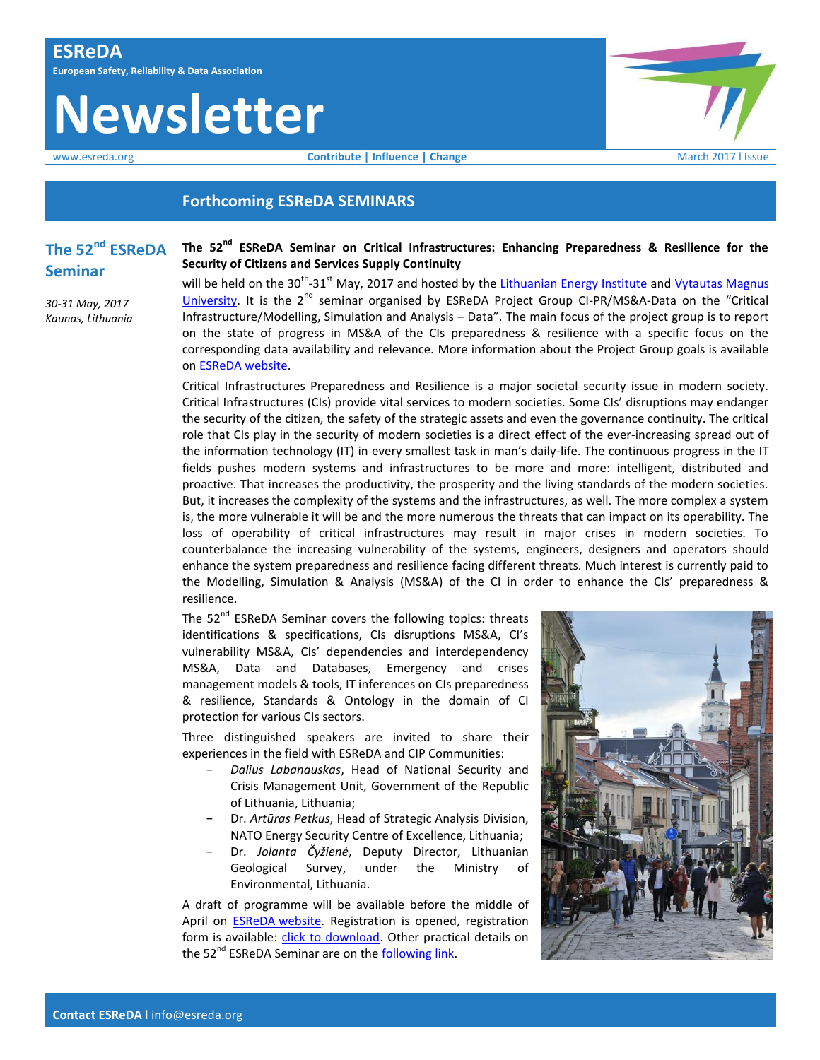# ESReDA

**European Safety, Reliability & Data Association**

# Newsletter

www.esreda.org | **Contribute | Influence | Change** | March 2017 I Issue

## Forthcoming ESReDA SEMINARS

### The 52nd ESReDA Seminar

*30-31 May, 2017*
*Kaunas, Lithuania*

**The 52nd ESReDA Seminar on Critical Infrastructures: Enhancing Preparedness & Resilience for the Security of Citizens and Services Supply Continuity**

will be held on the 30th-31st May, 2017 and hosted by the Lithuanian Energy Institute and Vytautas Magnus University. It is the 2nd seminar organised by ESReDA Project Group CI-PR/MS&A-Data on the "Critical Infrastructure/Modelling, Simulation and Analysis – Data". The main focus of the project group is to report on the state of progress in MS&A of the CIs preparedness & resilience with a specific focus on the corresponding data availability and relevance. More information about the Project Group goals is available on ESReDA website.

Critical Infrastructures Preparedness and Resilience is a major societal security issue in modern society. Critical Infrastructures (CIs) provide vital services to modern societies. Some CIs' disruptions may endanger the security of the citizen, the safety of the strategic assets and even the governance continuity. The critical role that CIs play in the security of modern societies is a direct effect of the ever-increasing spread out of the information technology (IT) in every smallest task in man's daily-life. The continuous progress in the IT fields pushes modern systems and infrastructures to be more and more: intelligent, distributed and proactive. That increases the productivity, the prosperity and the living standards of the modern societies. But, it increases the complexity of the systems and the infrastructures, as well. The more complex a system is, the more vulnerable it will be and the more numerous the threats that can impact on its operability. The loss of operability of critical infrastructures may result in major crises in modern societies. To counterbalance the increasing vulnerability of the systems, engineers, designers and operators should enhance the system preparedness and resilience facing different threats. Much interest is currently paid to the Modelling, Simulation & Analysis (MS&A) of the CI in order to enhance the CIs' preparedness & resilience.

The 52nd ESReDA Seminar covers the following topics: threats identifications & specifications, CIs disruptions MS&A, CI's vulnerability MS&A, CIs' dependencies and interdependency MS&A, Data and Databases, Emergency and crises management models & tools, IT inferences on CIs preparedness & resilience, Standards & Ontology in the domain of CI protection for various CIs sectors.

Three distinguished speakers are invited to share their experiences in the field with ESReDA and CIP Communities:

- *Dalius Labanauskas*, Head of National Security and Crisis Management Unit, Government of the Republic of Lithuania, Lithuania;
- Dr. *Artūras Petkus*, Head of Strategic Analysis Division, NATO Energy Security Centre of Excellence, Lithuania;
- Dr. *Jolanta Čyžienė*, Deputy Director, Lithuanian Geological Survey, under the Ministry of Environmental, Lithuania.

A draft of programme will be available before the middle of April on ESReDA website. Registration is opened, registration form is available: click to download. Other practical details on the 52nd ESReDA Seminar are on the following link.

**Contact ESReDA** I info@esreda.org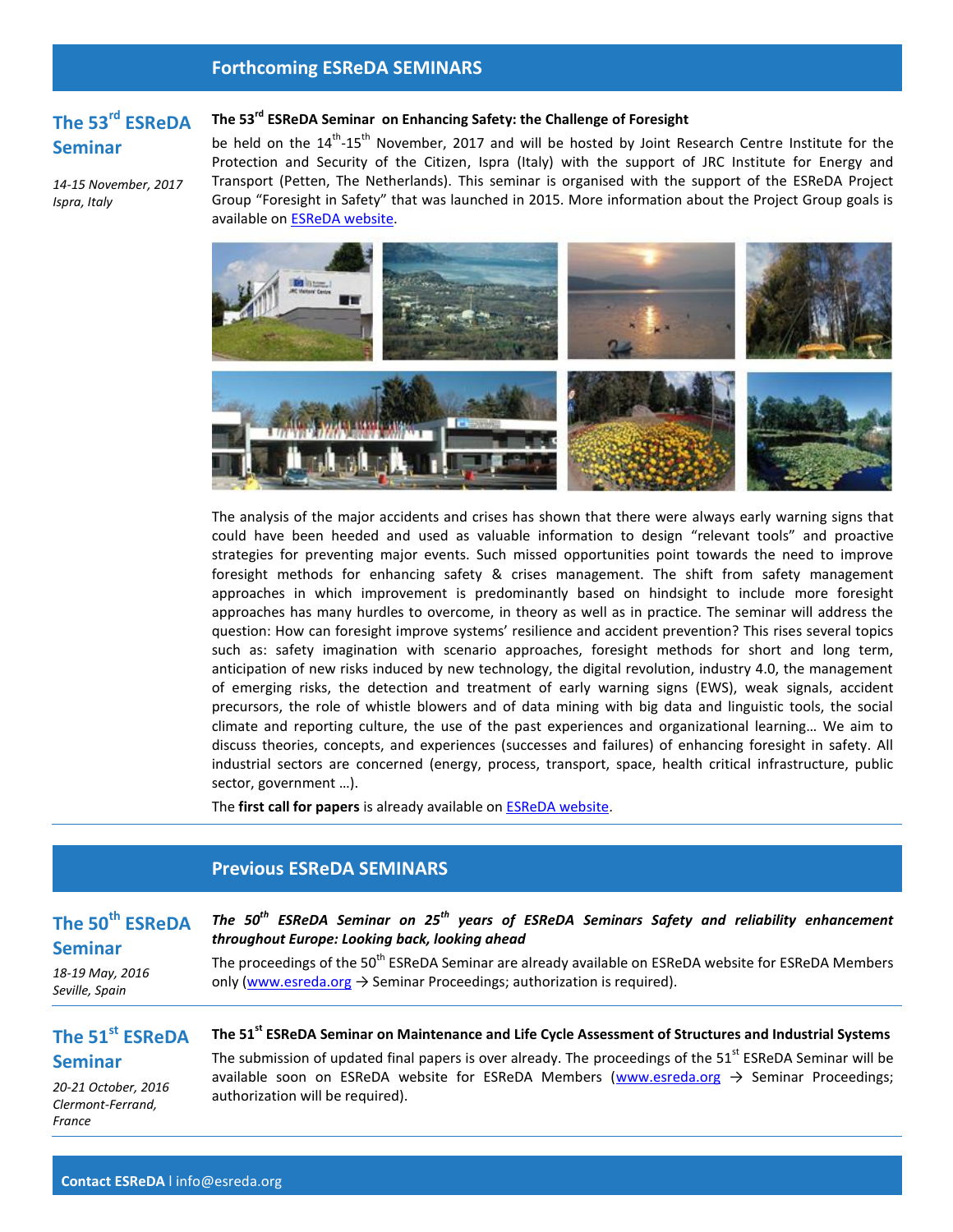## Forthcoming ESReDA SEMINARS

### The 53rd ESReDA Seminar

*14-15 November, 2017*
*Ispra, Italy*

**The 53rd ESReDA Seminar on Enhancing Safety: the Challenge of Foresight**

be held on the 14th-15th November, 2017 and will be hosted by Joint Research Centre Institute for the Protection and Security of the Citizen, Ispra (Italy) with the support of JRC Institute for Energy and Transport (Petten, The Netherlands). This seminar is organised with the support of the ESReDA Project Group "Foresight in Safety" that was launched in 2015. More information about the Project Group goals is available on ESReDA website.

The analysis of the major accidents and crises has shown that there were always early warning signs that could have been heeded and used as valuable information to design "relevant tools" and proactive strategies for preventing major events. Such missed opportunities point towards the need to improve foresight methods for enhancing safety & crises management. The shift from safety management approaches in which improvement is predominantly based on hindsight to include more foresight approaches has many hurdles to overcome, in theory as well as in practice. The seminar will address the question: How can foresight improve systems' resilience and accident prevention? This rises several topics such as: safety imagination with scenario approaches, foresight methods for short and long term, anticipation of new risks induced by new technology, the digital revolution, industry 4.0, the management of emerging risks, the detection and treatment of early warning signs (EWS), weak signals, accident precursors, the role of whistle blowers and of data mining with big data and linguistic tools, the social climate and reporting culture, the use of the past experiences and organizational learning… We aim to discuss theories, concepts, and experiences (successes and failures) of enhancing foresight in safety. All industrial sectors are concerned (energy, process, transport, space, health critical infrastructure, public sector, government …).

The **first call for papers** is already available on ESReDA website.

## Previous ESReDA SEMINARS

### The 50th ESReDA Seminar

*18-19 May, 2016*
*Seville, Spain*

***The 50th ESReDA Seminar on 25th years of ESReDA Seminars Safety and reliability enhancement throughout Europe: Looking back, looking ahead***

The proceedings of the 50th ESReDA Seminar are already available on ESReDA website for ESReDA Members only (www.esreda.org → Seminar Proceedings; authorization is required).

### The 51st ESReDA Seminar

*20-21 October, 2016*
*Clermont-Ferrand, France*

**The 51st ESReDA Seminar on Maintenance and Life Cycle Assessment of Structures and Industrial Systems**

The submission of updated final papers is over already. The proceedings of the 51st ESReDA Seminar will be available soon on ESReDA website for ESReDA Members (www.esreda.org → Seminar Proceedings; authorization will be required).

**Contact ESReDA** | info@esreda.org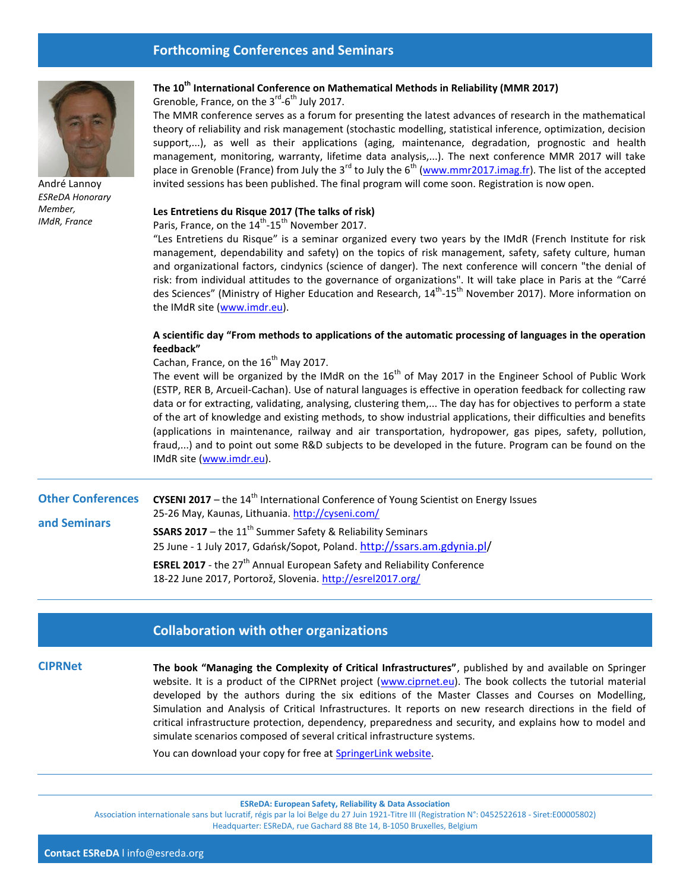## Forthcoming Conferences and Seminars

André Lannoy
*ESReDA Honorary Member,*
*IMdR, France*

**The 10th International Conference on Mathematical Methods in Reliability (MMR 2017)**

Grenoble, France, on the 3rd-6th July 2017.

The MMR conference serves as a forum for presenting the latest advances of research in the mathematical theory of reliability and risk management (stochastic modelling, statistical inference, optimization, decision support,...), as well as their applications (aging, maintenance, degradation, prognostic and health management, monitoring, warranty, lifetime data analysis,...). The next conference MMR 2017 will take place in Grenoble (France) from July the 3rd to July the 6th (www.mmr2017.imag.fr). The list of the accepted invited sessions has been published. The final program will come soon. Registration is now open.

**Les Entretiens du Risque 2017 (The talks of risk)**

Paris, France, on the 14th-15th November 2017.

"Les Entretiens du Risque" is a seminar organized every two years by the IMdR (French Institute for risk management, dependability and safety) on the topics of risk management, safety, safety culture, human and organizational factors, cindynics (science of danger). The next conference will concern "the denial of risk: from individual attitudes to the governance of organizations". It will take place in Paris at the "Carré des Sciences" (Ministry of Higher Education and Research, 14th-15th November 2017). More information on the IMdR site (www.imdr.eu).

**A scientific day "From methods to applications of the automatic processing of languages in the operation feedback"**

Cachan, France, on the 16th May 2017.

The event will be organized by the IMdR on the 16th of May 2017 in the Engineer School of Public Work (ESTP, RER B, Arcueil-Cachan). Use of natural languages is effective in operation feedback for collecting raw data or for extracting, validating, analysing, clustering them,... The day has for objectives to perform a state of the art of knowledge and existing methods, to show industrial applications, their difficulties and benefits (applications in maintenance, railway and air transportation, hydropower, gas pipes, safety, pollution, fraud,...) and to point out some R&D subjects to be developed in the future. Program can be found on the IMdR site (www.imdr.eu).

### Other Conferences and Seminars

**CYSENI 2017** – the 14th International Conference of Young Scientist on Energy Issues
25-26 May, Kaunas, Lithuania. http://cyseni.com/

**SSARS 2017** – the 11th Summer Safety & Reliability Seminars
25 June - 1 July 2017, Gdańsk/Sopot, Poland. http://ssars.am.gdynia.pl/

**ESREL 2017** - the 27th Annual European Safety and Reliability Conference
18-22 June 2017, Portorož, Slovenia. http://esrel2017.org/

## Collaboration with other organizations

### CIPRNet

**The book "Managing the Complexity of Critical Infrastructures"**, published by and available on Springer website. It is a product of the CIPRNet project (www.ciprnet.eu). The book collects the tutorial material developed by the authors during the six editions of the Master Classes and Courses on Modelling, Simulation and Analysis of Critical Infrastructures. It reports on new research directions in the field of critical infrastructure protection, dependency, preparedness and security, and explains how to model and simulate scenarios composed of several critical infrastructure systems.

You can download your copy for free at SpringerLink website.

**ESReDA: European Safety, Reliability & Data Association**
Association internationale sans but lucratif, régis par la loi Belge du 27 Juin 1921-Titre III (Registration N°: 0452522618 - Siret:E00005802)
Headquarter: ESReDA, rue Gachard 88 Bte 14, B-1050 Bruxelles, Belgium

**Contact ESReDA** I info@esreda.org